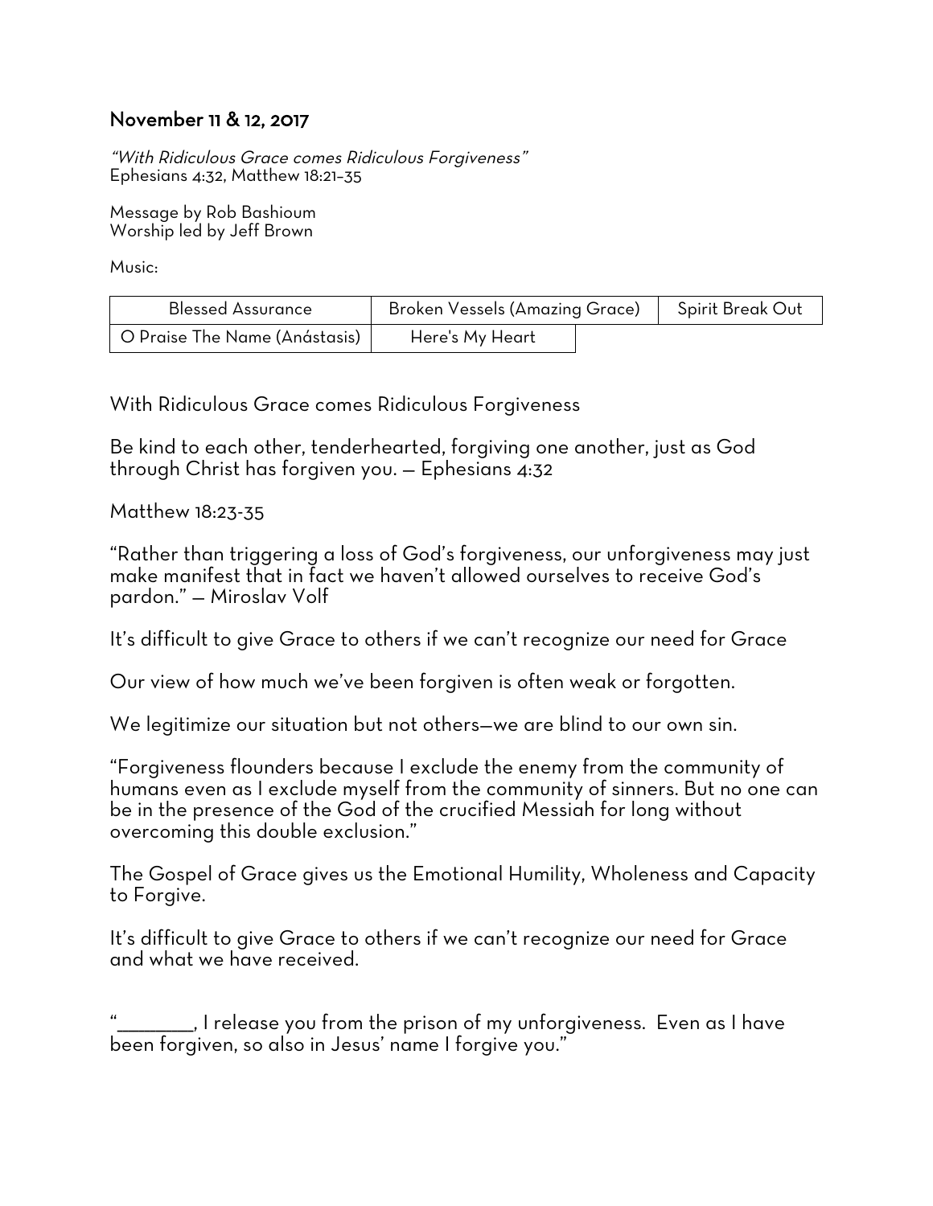## November 11 & 12, 2017

*"With Ridiculous Grace comes Ridiculous Forgiveness"*
Ephesians 4:32, Matthew 18:21–35

Message by Rob Bashioum
Worship led by Jeff Brown

Music:

| | | |
|---|---|---|
| Blessed Assurance | Broken Vessels (Amazing Grace) | Spirit Break Out |
| O Praise The Name (Anástasis) | Here's My Heart | |

With Ridiculous Grace comes Ridiculous Forgiveness

Be kind to each other, tenderhearted, forgiving one another, just as God through Christ has forgiven you. — Ephesians 4:32

Matthew 18:23-35

"Rather than triggering a loss of God's forgiveness, our unforgiveness may just make manifest that in fact we haven't allowed ourselves to receive God's pardon." — Miroslav Volf

It's difficult to give Grace to others if we can't recognize our need for Grace

Our view of how much we've been forgiven is often weak or forgotten.

We legitimize our situation but not others—we are blind to our own sin.

"Forgiveness flounders because I exclude the enemy from the community of humans even as I exclude myself from the community of sinners. But no one can be in the presence of the God of the crucified Messiah for long without overcoming this double exclusion."

The Gospel of Grace gives us the Emotional Humility, Wholeness and Capacity to Forgive.

It's difficult to give Grace to others if we can't recognize our need for Grace and what we have received.

"________, I release you from the prison of my unforgiveness. Even as I have been forgiven, so also in Jesus' name I forgive you."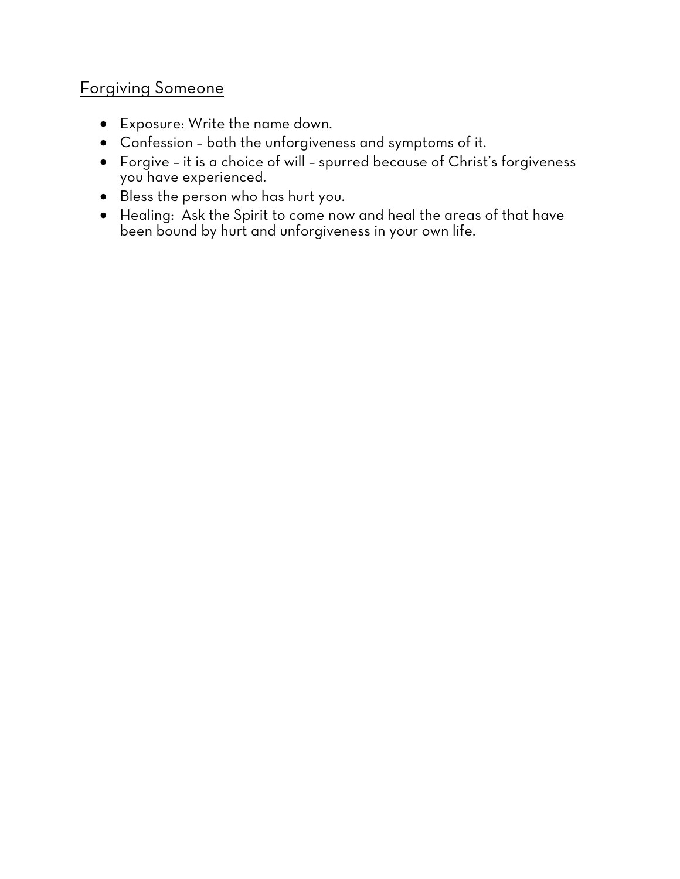## <u>Forgiving Someone</u>

- Exposure: Write the name down.
- Confession – both the unforgiveness and symptoms of it.
- Forgive – it is a choice of will – spurred because of Christ's forgiveness you have experienced.
- Bless the person who has hurt you.
- Healing: Ask the Spirit to come now and heal the areas of that have been bound by hurt and unforgiveness in your own life.